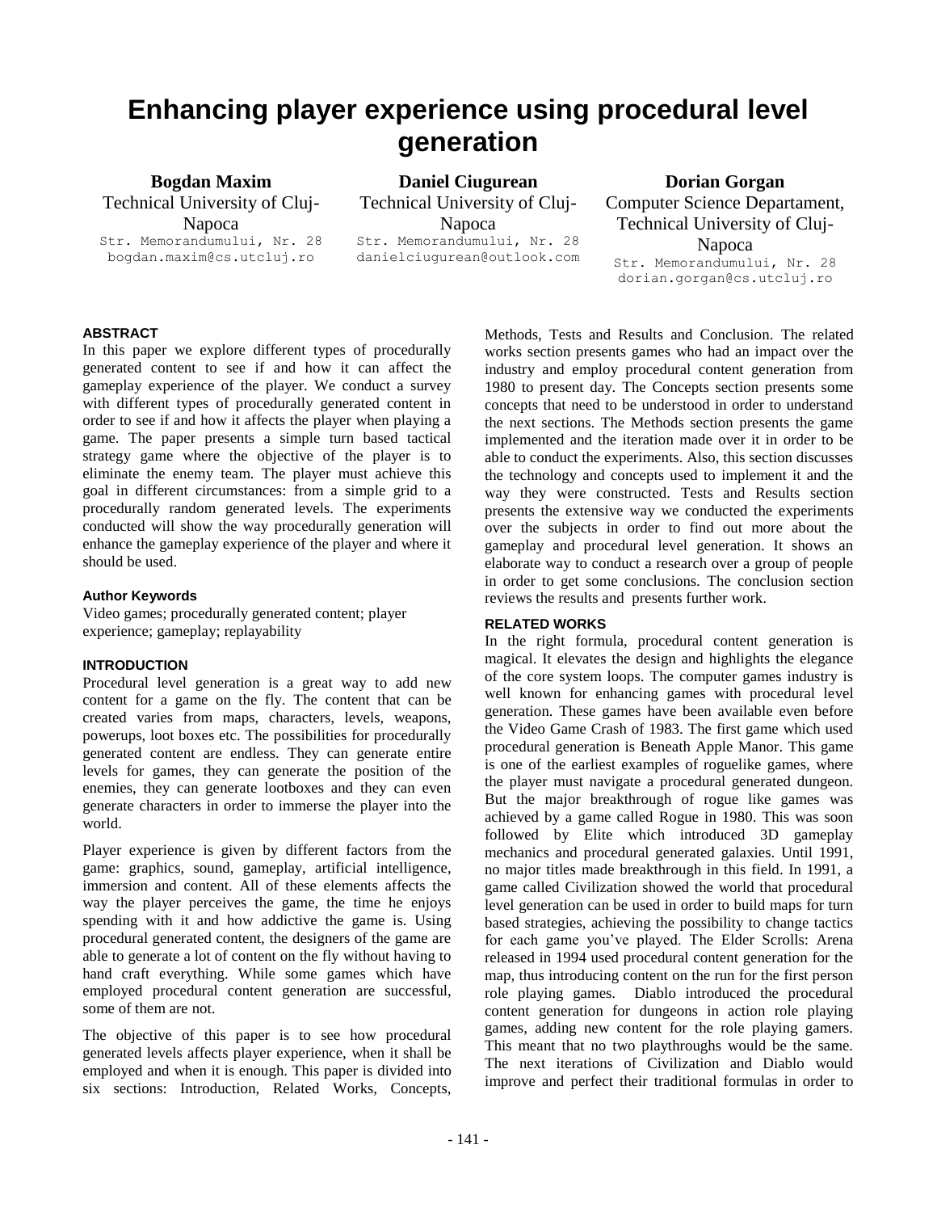# Enhancing player experience using procedural level generation

**Bogdan Maxim**
Technical University of Cluj-Napoca
Str. Memorandumului, Nr. 28
bogdan.maxim@cs.utcluj.ro

**Daniel Ciugurean**
Technical University of Cluj-Napoca
Str. Memorandumului, Nr. 28
danielciugurean@outlook.com

**Dorian Gorgan**
Computer Science Departament, Technical University of Cluj-Napoca
Str. Memorandumului, Nr. 28
dorian.gorgan@cs.utcluj.ro

## ABSTRACT

In this paper we explore different types of procedurally generated content to see if and how it can affect the gameplay experience of the player. We conduct a survey with different types of procedurally generated content in order to see if and how it affects the player when playing a game. The paper presents a simple turn based tactical strategy game where the objective of the player is to eliminate the enemy team. The player must achieve this goal in different circumstances: from a simple grid to a procedurally random generated levels. The experiments conducted will show the way procedurally generation will enhance the gameplay experience of the player and where it should be used.

### Author Keywords

Video games; procedurally generated content; player experience; gameplay; replayability

## INTRODUCTION

Procedural level generation is a great way to add new content for a game on the fly. The content that can be created varies from maps, characters, levels, weapons, powerups, loot boxes etc. The possibilities for procedurally generated content are endless. They can generate entire levels for games, they can generate the position of the enemies, they can generate lootboxes and they can even generate characters in order to immerse the player into the world.

Player experience is given by different factors from the game: graphics, sound, gameplay, artificial intelligence, immersion and content. All of these elements affects the way the player perceives the game, the time he enjoys spending with it and how addictive the game is. Using procedural generated content, the designers of the game are able to generate a lot of content on the fly without having to hand craft everything. While some games which have employed procedural content generation are successful, some of them are not.

The objective of this paper is to see how procedural generated levels affects player experience, when it shall be employed and when it is enough. This paper is divided into six sections: Introduction, Related Works, Concepts, Methods, Tests and Results and Conclusion. The related works section presents games who had an impact over the industry and employ procedural content generation from 1980 to present day. The Concepts section presents some concepts that need to be understood in order to understand the next sections. The Methods section presents the game implemented and the iteration made over it in order to be able to conduct the experiments. Also, this section discusses the technology and concepts used to implement it and the way they were constructed. Tests and Results section presents the extensive way we conducted the experiments over the subjects in order to find out more about the gameplay and procedural level generation. It shows an elaborate way to conduct a research over a group of people in order to get some conclusions. The conclusion section reviews the results and presents further work.

## RELATED WORKS

In the right formula, procedural content generation is magical. It elevates the design and highlights the elegance of the core system loops. The computer games industry is well known for enhancing games with procedural level generation. These games have been available even before the Video Game Crash of 1983. The first game which used procedural generation is Beneath Apple Manor. This game is one of the earliest examples of roguelike games, where the player must navigate a procedural generated dungeon. But the major breakthrough of rogue like games was achieved by a game called Rogue in 1980. This was soon followed by Elite which introduced 3D gameplay mechanics and procedural generated galaxies. Until 1991, no major titles made breakthrough in this field. In 1991, a game called Civilization showed the world that procedural level generation can be used in order to build maps for turn based strategies, achieving the possibility to change tactics for each game you've played. The Elder Scrolls: Arena released in 1994 used procedural content generation for the map, thus introducing content on the run for the first person role playing games. Diablo introduced the procedural content generation for dungeons in action role playing games, adding new content for the role playing gamers. This meant that no two playthroughs would be the same. The next iterations of Civilization and Diablo would improve and perfect their traditional formulas in order to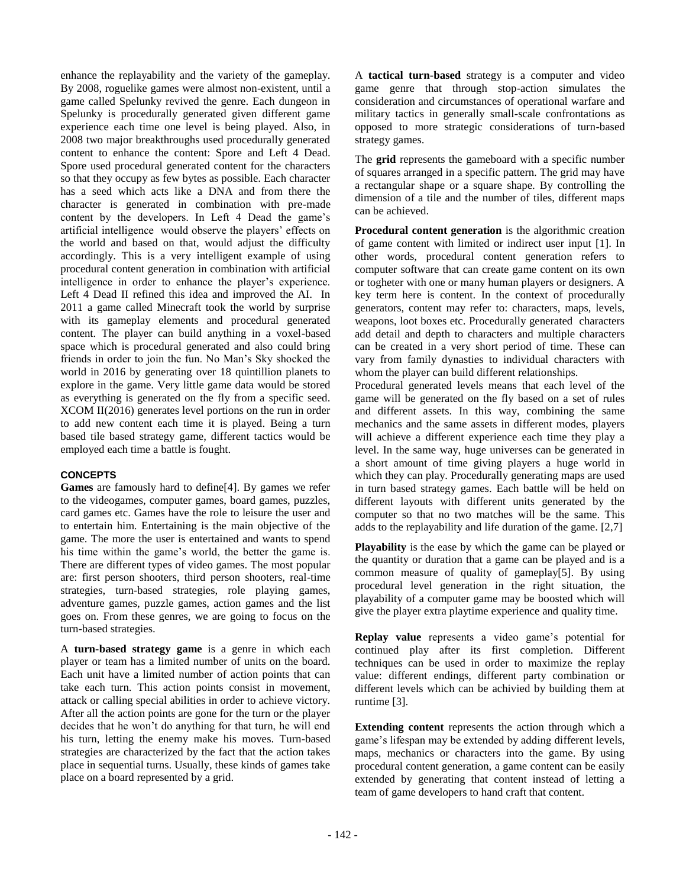enhance the replayability and the variety of the gameplay. By 2008, roguelike games were almost non-existent, until a game called Spelunky revived the genre. Each dungeon in Spelunky is procedurally generated given different game experience each time one level is being played. Also, in 2008 two major breakthroughs used procedurally generated content to enhance the content: Spore and Left 4 Dead. Spore used procedural generated content for the characters so that they occupy as few bytes as possible. Each character has a seed which acts like a DNA and from there the character is generated in combination with pre-made content by the developers. In Left 4 Dead the game's artificial intelligence would observe the players' effects on the world and based on that, would adjust the difficulty accordingly. This is a very intelligent example of using procedural content generation in combination with artificial intelligence in order to enhance the player's experience. Left 4 Dead II refined this idea and improved the AI. In 2011 a game called Minecraft took the world by surprise with its gameplay elements and procedural generated content. The player can build anything in a voxel-based space which is procedural generated and also could bring friends in order to join the fun. No Man's Sky shocked the world in 2016 by generating over 18 quintillion planets to explore in the game. Very little game data would be stored as everything is generated on the fly from a specific seed. XCOM II(2016) generates level portions on the run in order to add new content each time it is played. Being a turn based tile based strategy game, different tactics would be employed each time a battle is fought.

## CONCEPTS

**Games** are famously hard to define[4]. By games we refer to the videogames, computer games, board games, puzzles, card games etc. Games have the role to leisure the user and to entertain him. Entertaining is the main objective of the game. The more the user is entertained and wants to spend his time within the game's world, the better the game is. There are different types of video games. The most popular are: first person shooters, third person shooters, real-time strategies, turn-based strategies, role playing games, adventure games, puzzle games, action games and the list goes on. From these genres, we are going to focus on the turn-based strategies.

A **turn-based strategy game** is a genre in which each player or team has a limited number of units on the board. Each unit have a limited number of action points that can take each turn. This action points consist in movement, attack or calling special abilities in order to achieve victory. After all the action points are gone for the turn or the player decides that he won't do anything for that turn, he will end his turn, letting the enemy make his moves. Turn-based strategies are characterized by the fact that the action takes place in sequential turns. Usually, these kinds of games take place on a board represented by a grid.

A **tactical turn-based** strategy is a computer and video game genre that through stop-action simulates the consideration and circumstances of operational warfare and military tactics in generally small-scale confrontations as opposed to more strategic considerations of turn-based strategy games.

The **grid** represents the gameboard with a specific number of squares arranged in a specific pattern. The grid may have a rectangular shape or a square shape. By controlling the dimension of a tile and the number of tiles, different maps can be achieved.

**Procedural content generation** is the algorithmic creation of game content with limited or indirect user input [1]. In other words, procedural content generation refers to computer software that can create game content on its own or togheter with one or many human players or designers. A key term here is content. In the context of procedurally generators, content may refer to: characters, maps, levels, weapons, loot boxes etc. Procedurally generated characters add detail and depth to characters and multiple characters can be created in a very short period of time. These can vary from family dynasties to individual characters with whom the player can build different relationships.

Procedural generated levels means that each level of the game will be generated on the fly based on a set of rules and different assets. In this way, combining the same mechanics and the same assets in different modes, players will achieve a different experience each time they play a level. In the same way, huge universes can be generated in a short amount of time giving players a huge world in which they can play. Procedurally generating maps are used in turn based strategy games. Each battle will be held on different layouts with different units generated by the computer so that no two matches will be the same. This adds to the replayability and life duration of the game. [2,7]

**Playability** is the ease by which the game can be played or the quantity or duration that a game can be played and is a common measure of quality of gameplay[5]. By using procedural level generation in the right situation, the playability of a computer game may be boosted which will give the player extra playtime experience and quality time.

**Replay value** represents a video game's potential for continued play after its first completion. Different techniques can be used in order to maximize the replay value: different endings, different party combination or different levels which can be achivied by building them at runtime [3].

**Extending content** represents the action through which a game's lifespan may be extended by adding different levels, maps, mechanics or characters into the game. By using procedural content generation, a game content can be easily extended by generating that content instead of letting a team of game developers to hand craft that content.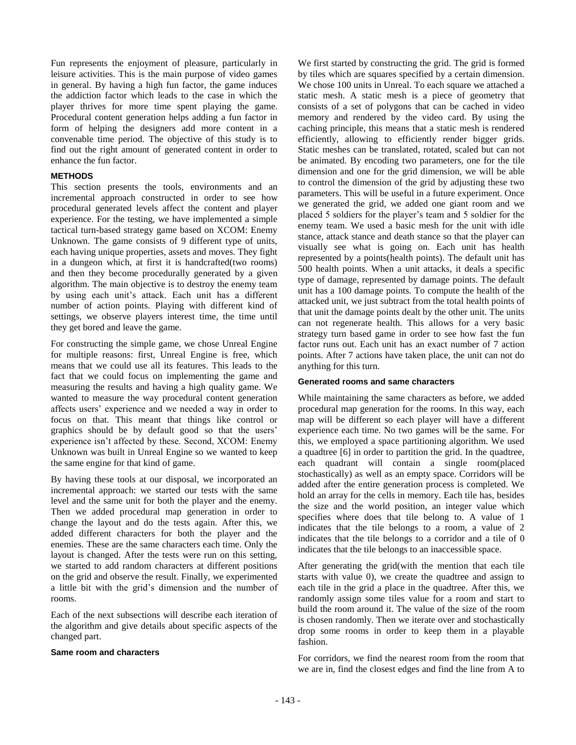Fun represents the enjoyment of pleasure, particularly in leisure activities. This is the main purpose of video games in general. By having a high fun factor, the game induces the addiction factor which leads to the case in which the player thrives for more time spent playing the game. Procedural content generation helps adding a fun factor in form of helping the designers add more content in a convenable time period. The objective of this study is to find out the right amount of generated content in order to enhance the fun factor.

### METHODS

This section presents the tools, environments and an incremental approach constructed in order to see how procedural generated levels affect the content and player experience. For the testing, we have implemented a simple tactical turn-based strategy game based on XCOM: Enemy Unknown. The game consists of 9 different type of units, each having unique properties, assets and moves. They fight in a dungeon which, at first it is handcrafted(two rooms) and then they become procedurally generated by a given algorithm. The main objective is to destroy the enemy team by using each unit's attack. Each unit has a different number of action points. Playing with different kind of settings, we observe players interest time, the time until they get bored and leave the game.

For constructing the simple game, we chose Unreal Engine for multiple reasons: first, Unreal Engine is free, which means that we could use all its features. This leads to the fact that we could focus on implementing the game and measuring the results and having a high quality game. We wanted to measure the way procedural content generation affects users' experience and we needed a way in order to focus on that. This meant that things like control or graphics should be by default good so that the users' experience isn't affected by these. Second, XCOM: Enemy Unknown was built in Unreal Engine so we wanted to keep the same engine for that kind of game.

By having these tools at our disposal, we incorporated an incremental approach: we started our tests with the same level and the same unit for both the player and the enemy. Then we added procedural map generation in order to change the layout and do the tests again. After this, we added different characters for both the player and the enemies. These are the same characters each time. Only the layout is changed. After the tests were run on this setting, we started to add random characters at different positions on the grid and observe the result. Finally, we experimented a little bit with the grid's dimension and the number of rooms.

Each of the next subsections will describe each iteration of the algorithm and give details about specific aspects of the changed part.

#### Same room and characters

We first started by constructing the grid. The grid is formed by tiles which are squares specified by a certain dimension. We chose 100 units in Unreal. To each square we attached a static mesh. A static mesh is a piece of geometry that consists of a set of polygons that can be cached in video memory and rendered by the video card. By using the caching principle, this means that a static mesh is rendered efficiently, allowing to efficiently render bigger grids. Static meshes can be translated, rotated, scaled but can not be animated. By encoding two parameters, one for the tile dimension and one for the grid dimension, we will be able to control the dimension of the grid by adjusting these two parameters. This will be useful in a future experiment. Once we generated the grid, we added one giant room and we placed 5 soldiers for the player's team and 5 soldier for the enemy team. We used a basic mesh for the unit with idle stance, attack stance and death stance so that the player can visually see what is going on. Each unit has health represented by a points(health points). The default unit has 500 health points. When a unit attacks, it deals a specific type of damage, represented by damage points. The default unit has a 100 damage points. To compute the health of the attacked unit, we just subtract from the total health points of that unit the damage points dealt by the other unit. The units can not regenerate health. This allows for a very basic strategy turn based game in order to see how fast the fun factor runs out. Each unit has an exact number of 7 action points. After 7 actions have taken place, the unit can not do anything for this turn.

#### Generated rooms and same characters

While maintaining the same characters as before, we added procedural map generation for the rooms. In this way, each map will be different so each player will have a different experience each time. No two games will be the same. For this, we employed a space partitioning algorithm. We used a quadtree [6] in order to partition the grid. In the quadtree, each quadrant will contain a single room(placed stochastically) as well as an empty space. Corridors will be added after the entire generation process is completed. We hold an array for the cells in memory. Each tile has, besides the size and the world position, an integer value which specifies where does that tile belong to. A value of 1 indicates that the tile belongs to a room, a value of 2 indicates that the tile belongs to a corridor and a tile of 0 indicates that the tile belongs to an inaccessible space.

After generating the grid(with the mention that each tile starts with value 0), we create the quadtree and assign to each tile in the grid a place in the quadtree. After this, we randomly assign some tiles value for a room and start to build the room around it. The value of the size of the room is chosen randomly. Then we iterate over and stochastically drop some rooms in order to keep them in a playable fashion.

For corridors, we find the nearest room from the room that we are in, find the closest edges and find the line from A to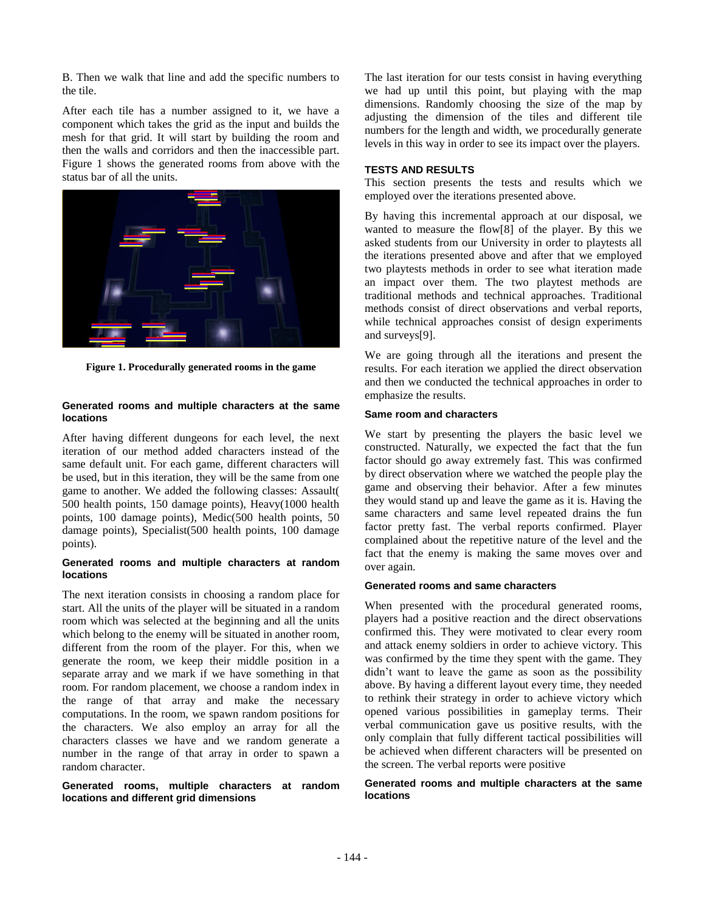B. Then we walk that line and add the specific numbers to the tile.

After each tile has a number assigned to it, we have a component which takes the grid as the input and builds the mesh for that grid. It will start by building the room and then the walls and corridors and then the inaccessible part. Figure 1 shows the generated rooms from above with the status bar of all the units.

**Figure 1. Procedurally generated rooms in the game**

#### Generated rooms and multiple characters at the same locations

After having different dungeons for each level, the next iteration of our method added characters instead of the same default unit. For each game, different characters will be used, but in this iteration, they will be the same from one game to another. We added the following classes: Assault( 500 health points, 150 damage points), Heavy(1000 health points, 100 damage points), Medic(500 health points, 50 damage points), Specialist(500 health points, 100 damage points).

#### Generated rooms and multiple characters at random locations

The next iteration consists in choosing a random place for start. All the units of the player will be situated in a random room which was selected at the beginning and all the units which belong to the enemy will be situated in another room, different from the room of the player. For this, when we generate the room, we keep their middle position in a separate array and we mark if we have something in that room. For random placement, we choose a random index in the range of that array and make the necessary computations. In the room, we spawn random positions for the characters. We also employ an array for all the characters classes we have and we random generate a number in the range of that array in order to spawn a random character.

#### Generated rooms, multiple characters at random locations and different grid dimensions

The last iteration for our tests consist in having everything we had up until this point, but playing with the map dimensions. Randomly choosing the size of the map by adjusting the dimension of the tiles and different tile numbers for the length and width, we procedurally generate levels in this way in order to see its impact over the players.

### TESTS AND RESULTS

This section presents the tests and results which we employed over the iterations presented above.

By having this incremental approach at our disposal, we wanted to measure the flow[8] of the player. By this we asked students from our University in order to playtests all the iterations presented above and after that we employed two playtests methods in order to see what iteration made an impact over them. The two playtest methods are traditional methods and technical approaches. Traditional methods consist of direct observations and verbal reports, while technical approaches consist of design experiments and surveys[9].

We are going through all the iterations and present the results. For each iteration we applied the direct observation and then we conducted the technical approaches in order to emphasize the results.

#### Same room and characters

We start by presenting the players the basic level we constructed. Naturally, we expected the fact that the fun factor should go away extremely fast. This was confirmed by direct observation where we watched the people play the game and observing their behavior. After a few minutes they would stand up and leave the game as it is. Having the same characters and same level repeated drains the fun factor pretty fast. The verbal reports confirmed. Player complained about the repetitive nature of the level and the fact that the enemy is making the same moves over and over again.

#### Generated rooms and same characters

When presented with the procedural generated rooms, players had a positive reaction and the direct observations confirmed this. They were motivated to clear every room and attack enemy soldiers in order to achieve victory. This was confirmed by the time they spent with the game. They didn't want to leave the game as soon as the possibility above. By having a different layout every time, they needed to rethink their strategy in order to achieve victory which opened various possibilities in gameplay terms. Their verbal communication gave us positive results, with the only complain that fully different tactical possibilities will be achieved when different characters will be presented on the screen. The verbal reports were positive

#### Generated rooms and multiple characters at the same locations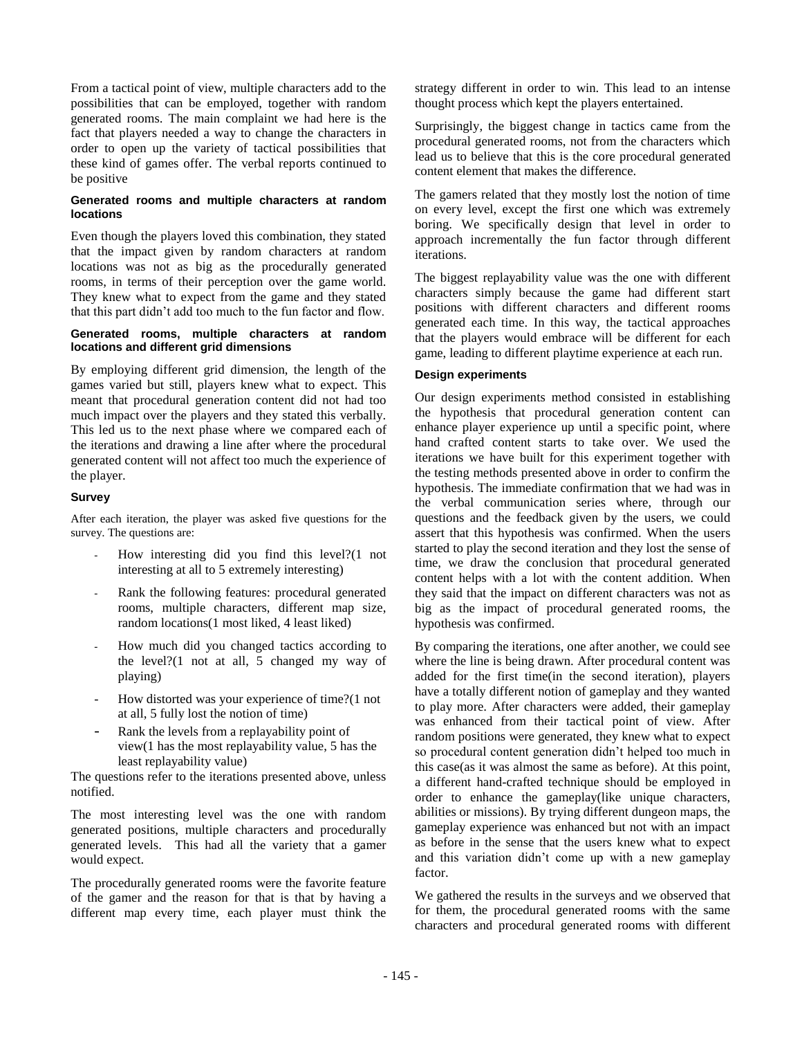From a tactical point of view, multiple characters add to the possibilities that can be employed, together with random generated rooms. The main complaint we had here is the fact that players needed a way to change the characters in order to open up the variety of tactical possibilities that these kind of games offer. The verbal reports continued to be positive

#### Generated rooms and multiple characters at random locations

Even though the players loved this combination, they stated that the impact given by random characters at random locations was not as big as the procedurally generated rooms, in terms of their perception over the game world. They knew what to expect from the game and they stated that this part didn't add too much to the fun factor and flow.

#### Generated rooms, multiple characters at random locations and different grid dimensions

By employing different grid dimension, the length of the games varied but still, players knew what to expect. This meant that procedural generation content did not had too much impact over the players and they stated this verbally. This led us to the next phase where we compared each of the iterations and drawing a line after where the procedural generated content will not affect too much the experience of the player.

#### Survey

After each iteration, the player was asked five questions for the survey. The questions are:

- How interesting did you find this level?(1 not interesting at all to 5 extremely interesting)
- Rank the following features: procedural generated rooms, multiple characters, different map size, random locations(1 most liked, 4 least liked)
- How much did you changed tactics according to the level?(1 not at all, 5 changed my way of playing)
- How distorted was your experience of time?(1 not at all, 5 fully lost the notion of time)
- Rank the levels from a replayability point of view(1 has the most replayability value, 5 has the least replayability value)

The questions refer to the iterations presented above, unless notified.

The most interesting level was the one with random generated positions, multiple characters and procedurally generated levels. This had all the variety that a gamer would expect.

The procedurally generated rooms were the favorite feature of the gamer and the reason for that is that by having a different map every time, each player must think the strategy different in order to win. This lead to an intense thought process which kept the players entertained.

Surprisingly, the biggest change in tactics came from the procedural generated rooms, not from the characters which lead us to believe that this is the core procedural generated content element that makes the difference.

The gamers related that they mostly lost the notion of time on every level, except the first one which was extremely boring. We specifically design that level in order to approach incrementally the fun factor through different iterations.

The biggest replayability value was the one with different characters simply because the game had different start positions with different characters and different rooms generated each time. In this way, the tactical approaches that the players would embrace will be different for each game, leading to different playtime experience at each run.

#### Design experiments

Our design experiments method consisted in establishing the hypothesis that procedural generation content can enhance player experience up until a specific point, where hand crafted content starts to take over. We used the iterations we have built for this experiment together with the testing methods presented above in order to confirm the hypothesis. The immediate confirmation that we had was in the verbal communication series where, through our questions and the feedback given by the users, we could assert that this hypothesis was confirmed. When the users started to play the second iteration and they lost the sense of time, we draw the conclusion that procedural generated content helps with a lot with the content addition. When they said that the impact on different characters was not as big as the impact of procedural generated rooms, the hypothesis was confirmed.

By comparing the iterations, one after another, we could see where the line is being drawn. After procedural content was added for the first time(in the second iteration), players have a totally different notion of gameplay and they wanted to play more. After characters were added, their gameplay was enhanced from their tactical point of view. After random positions were generated, they knew what to expect so procedural content generation didn't helped too much in this case(as it was almost the same as before). At this point, a different hand-crafted technique should be employed in order to enhance the gameplay(like unique characters, abilities or missions). By trying different dungeon maps, the gameplay experience was enhanced but not with an impact as before in the sense that the users knew what to expect and this variation didn't come up with a new gameplay factor.

We gathered the results in the surveys and we observed that for them, the procedural generated rooms with the same characters and procedural generated rooms with different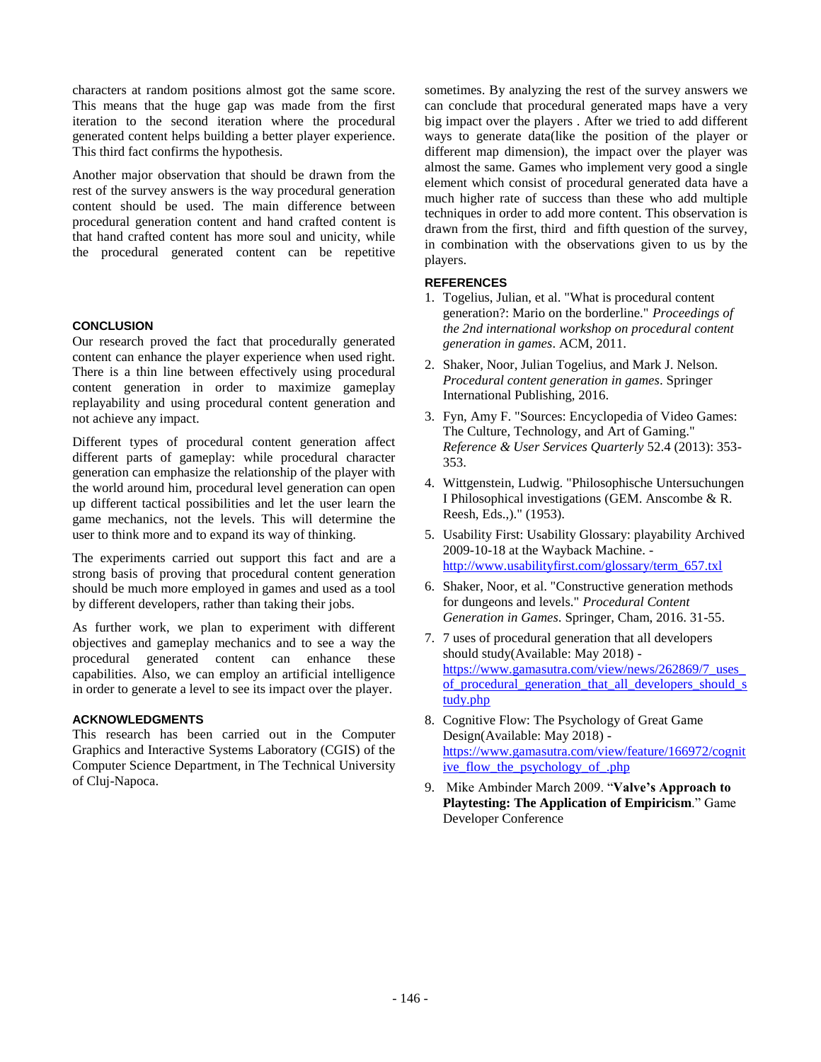characters at random positions almost got the same score. This means that the huge gap was made from the first iteration to the second iteration where the procedural generated content helps building a better player experience. This third fact confirms the hypothesis.

Another major observation that should be drawn from the rest of the survey answers is the way procedural generation content should be used. The main difference between procedural generation content and hand crafted content is that hand crafted content has more soul and unicity, while the procedural generated content can be repetitive sometimes. By analyzing the rest of the survey answers we can conclude that procedural generated maps have a very big impact over the players . After we tried to add different ways to generate data(like the position of the player or different map dimension), the impact over the player was almost the same. Games who implement very good a single element which consist of procedural generated data have a much higher rate of success than these who add multiple techniques in order to add more content. This observation is drawn from the first, third  and fifth question of the survey, in combination with the observations given to us by the players.

## CONCLUSION

Our research proved the fact that procedurally generated content can enhance the player experience when used right. There is a thin line between effectively using procedural content generation in order to maximize gameplay replayability and using procedural content generation and not achieve any impact.

Different types of procedural content generation affect different parts of gameplay: while procedural character generation can emphasize the relationship of the player with the world around him, procedural level generation can open up different tactical possibilities and let the user learn the game mechanics, not the levels. This will determine the user to think more and to expand its way of thinking.

The experiments carried out support this fact and are a strong basis of proving that procedural content generation should be much more employed in games and used as a tool by different developers, rather than taking their jobs.

As further work, we plan to experiment with different objectives and gameplay mechanics and to see a way the procedural generated content can enhance these capabilities. Also, we can employ an artificial intelligence in order to generate a level to see its impact over the player.

## ACKNOWLEDGMENTS

This research has been carried out in the Computer Graphics and Interactive Systems Laboratory (CGIS) of the Computer Science Department, in The Technical University of Cluj-Napoca.

## REFERENCES

1. Togelius, Julian, et al. "What is procedural content generation?: Mario on the borderline." *Proceedings of the 2nd international workshop on procedural content generation in games*. ACM, 2011.
2. Shaker, Noor, Julian Togelius, and Mark J. Nelson. *Procedural content generation in games*. Springer International Publishing, 2016.
3. Fyn, Amy F. "Sources: Encyclopedia of Video Games: The Culture, Technology, and Art of Gaming." *Reference & User Services Quarterly* 52.4 (2013): 353-353.
4. Wittgenstein, Ludwig. "Philosophische Untersuchungen I Philosophical investigations (GEM. Anscombe & R. Reesh, Eds.,)." (1953).
5. Usability First: Usability Glossary: playability Archived 2009-10-18 at the Wayback Machine. - http://www.usabilityfirst.com/glossary/term_657.txl
6. Shaker, Noor, et al. "Constructive generation methods for dungeons and levels." *Procedural Content Generation in Games*. Springer, Cham, 2016. 31-55.
7. 7 uses of procedural generation that all developers should study(Available: May 2018) - https://www.gamasutra.com/view/news/262869/7_uses_of_procedural_generation_that_all_developers_should_study.php
8. Cognitive Flow: The Psychology of Great Game Design(Available: May 2018) - https://www.gamasutra.com/view/feature/166972/cognitive_flow_the_psychology_of_.php
9. Mike Ambinder March 2009. "**Valve's Approach to Playtesting: The Application of Empiricism**." Game Developer Conference